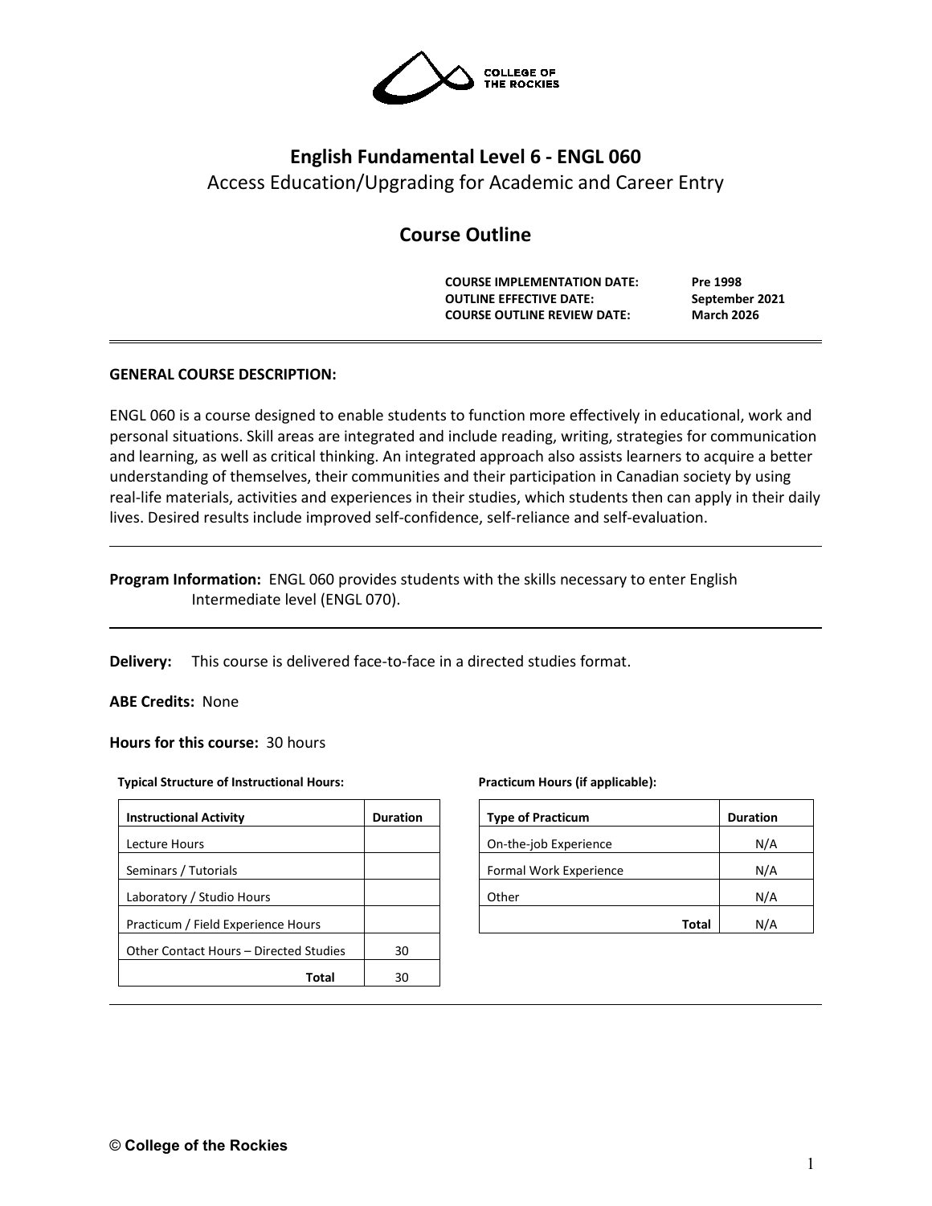# English Fundamental Level 6 - ENGL 060

Access Education/Upgrading for Academic and Career Entry

## Course Outline

**COURSE IMPLEMENTATION DATE:** **Pre 1998**
**OUTLINE EFFECTIVE DATE:** **September 2021**
**COURSE OUTLINE REVIEW DATE:** **March 2026**

---

**GENERAL COURSE DESCRIPTION:**

ENGL 060 is a course designed to enable students to function more effectively in educational, work and personal situations. Skill areas are integrated and include reading, writing, strategies for communication and learning, as well as critical thinking. An integrated approach also assists learners to acquire a better understanding of themselves, their communities and their participation in Canadian society by using real-life materials, activities and experiences in their studies, which students then can apply in their daily lives. Desired results include improved self-confidence, self-reliance and self-evaluation.

---

**Program Information:** ENGL 060 provides students with the skills necessary to enter English Intermediate level (ENGL 070).

---

**Delivery:** This course is delivered face-to-face in a directed studies format.

**ABE Credits:** None

**Hours for this course:** 30 hours

**Typical Structure of Instructional Hours:**

| Instructional Activity | Duration |
|---|---|
| Lecture Hours | |
| Seminars / Tutorials | |
| Laboratory / Studio Hours | |
| Practicum / Field Experience Hours | |
| Other Contact Hours – Directed Studies | 30 |
| **Total** | 30 |

**Practicum Hours (if applicable):**

| Type of Practicum | Duration |
|---|---|
| On-the-job Experience | N/A |
| Formal Work Experience | N/A |
| Other | N/A |
| **Total** | N/A |

© College of the Rockies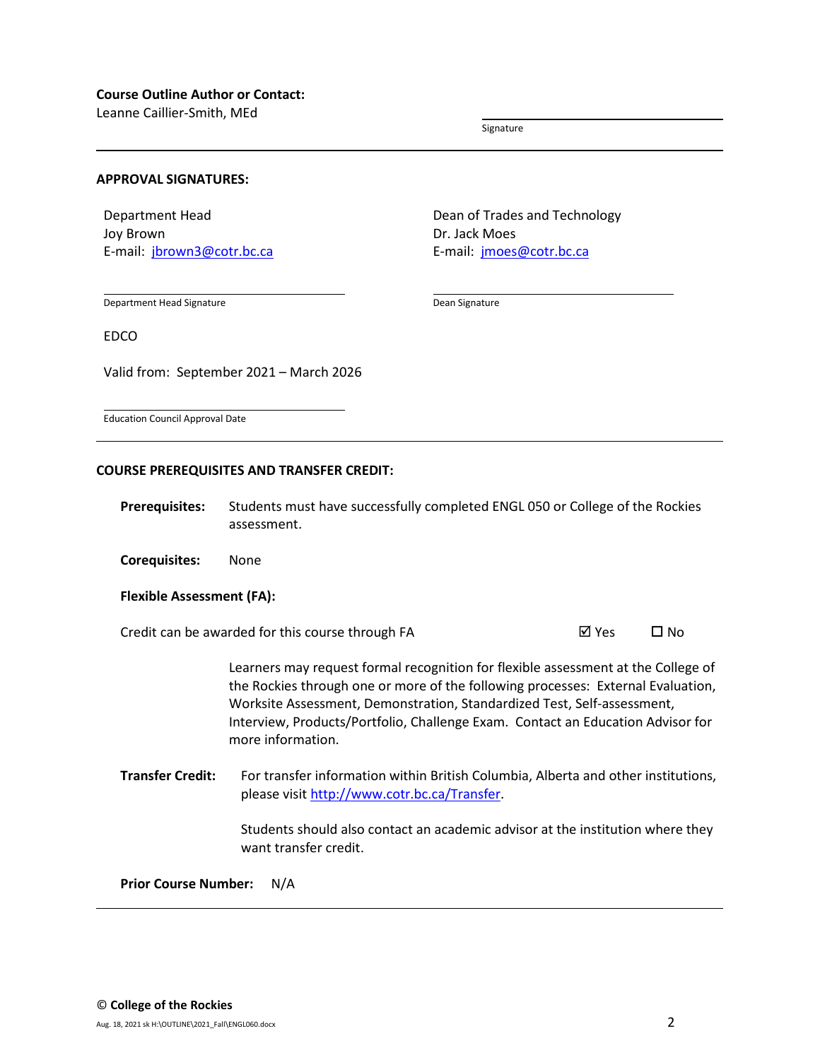**Course Outline Author or Contact:**
Leanne Caillier-Smith, MEd

Signature

---

**APPROVAL SIGNATURES:**

Department Head
Joy Brown
E-mail: [jbrown3@cotr.bc.ca](mailto:jbrown3@cotr.bc.ca)

Department Head Signature

Dean of Trades and Technology
Dr. Jack Moes
E-mail: [jmoes@cotr.bc.ca](mailto:jmoes@cotr.bc.ca)

Dean Signature

EDCO

Valid from: September 2021 – March 2026

Education Council Approval Date

---

**COURSE PREREQUISITES AND TRANSFER CREDIT:**

**Prerequisites:** Students must have successfully completed ENGL 050 or College of the Rockies assessment.

**Corequisites:** None

**Flexible Assessment (FA):**

Credit can be awarded for this course through FA ☑ Yes ☐ No

Learners may request formal recognition for flexible assessment at the College of the Rockies through one or more of the following processes: External Evaluation, Worksite Assessment, Demonstration, Standardized Test, Self-assessment, Interview, Products/Portfolio, Challenge Exam. Contact an Education Advisor for more information.

**Transfer Credit:** For transfer information within British Columbia, Alberta and other institutions, please visit [http://www.cotr.bc.ca/Transfer](http://www.cotr.bc.ca/Transfer).

Students should also contact an academic advisor at the institution where they want transfer credit.

**Prior Course Number:** N/A

---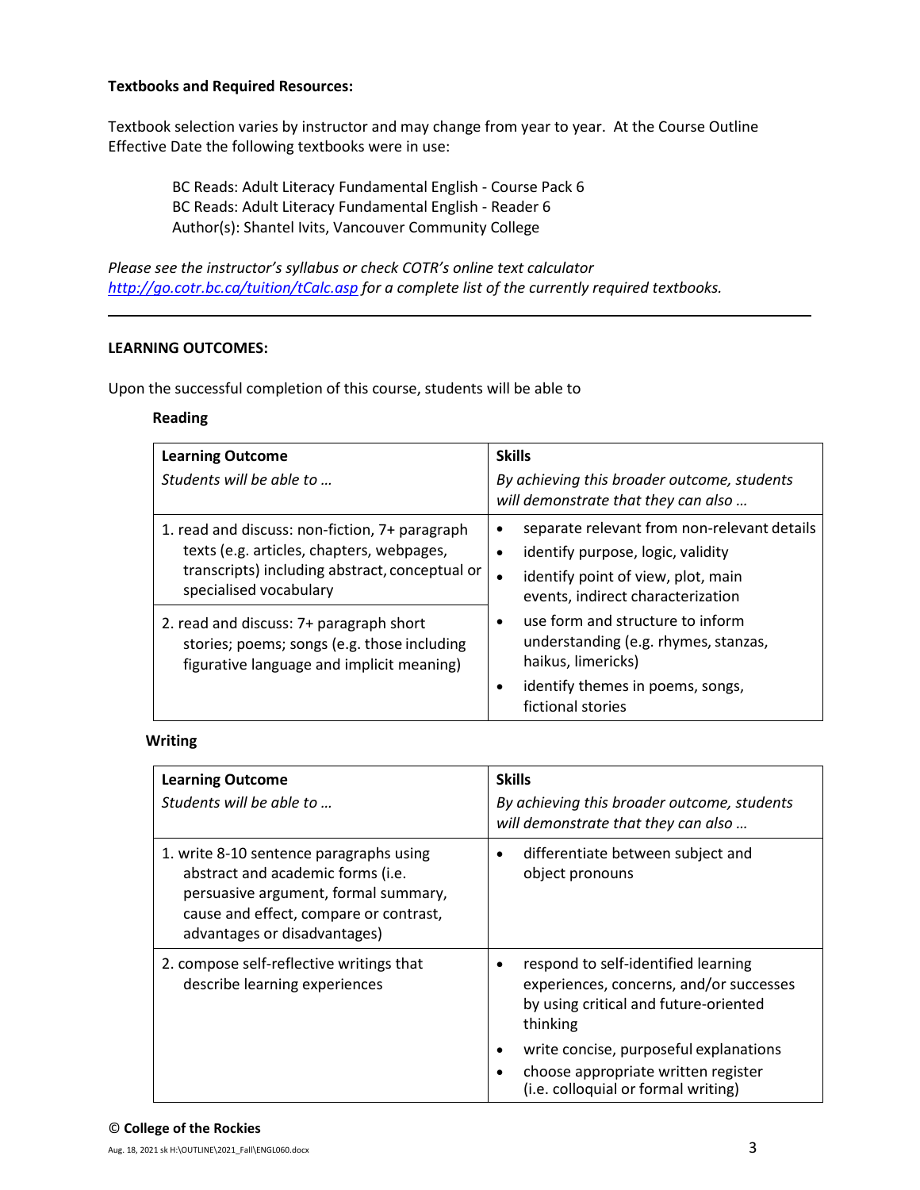**Textbooks and Required Resources:**

Textbook selection varies by instructor and may change from year to year. At the Course Outline Effective Date the following textbooks were in use:

BC Reads: Adult Literacy Fundamental English - Course Pack 6
BC Reads: Adult Literacy Fundamental English - Reader 6
Author(s): Shantel Ivits, Vancouver Community College

*Please see the instructor's syllabus or check COTR's online text calculator [http://go.cotr.bc.ca/tuition/tCalc.asp](http://go.cotr.bc.ca/tuition/tCalc.asp) for a complete list of the currently required textbooks.*

---

**LEARNING OUTCOMES:**

Upon the successful completion of this course, students will be able to

**Reading**

| **Learning Outcome**<br>*Students will be able to …* | **Skills**<br>*By achieving this broader outcome, students will demonstrate that they can also …* |
|---|---|
| 1. read and discuss: non-fiction, 7+ paragraph texts (e.g. articles, chapters, webpages, transcripts) including abstract, conceptual or specialised vocabulary<br>2. read and discuss: 7+ paragraph short stories; poems; songs (e.g. those including figurative language and implicit meaning) | • separate relevant from non-relevant details<br>• identify purpose, logic, validity<br>• identify point of view, plot, main events, indirect characterization<br>• use form and structure to inform understanding (e.g. rhymes, stanzas, haikus, limericks)<br>• identify themes in poems, songs, fictional stories |

**Writing**

| **Learning Outcome**<br>*Students will be able to …* | **Skills**<br>*By achieving this broader outcome, students will demonstrate that they can also …* |
|---|---|
| 1. write 8-10 sentence paragraphs using abstract and academic forms (i.e. persuasive argument, formal summary, cause and effect, compare or contrast, advantages or disadvantages) | • differentiate between subject and object pronouns |
| 2. compose self-reflective writings that describe learning experiences | • respond to self-identified learning experiences, concerns, and/or successes by using critical and future-oriented thinking<br>• write concise, purposeful explanations<br>• choose appropriate written register (i.e. colloquial or formal writing) |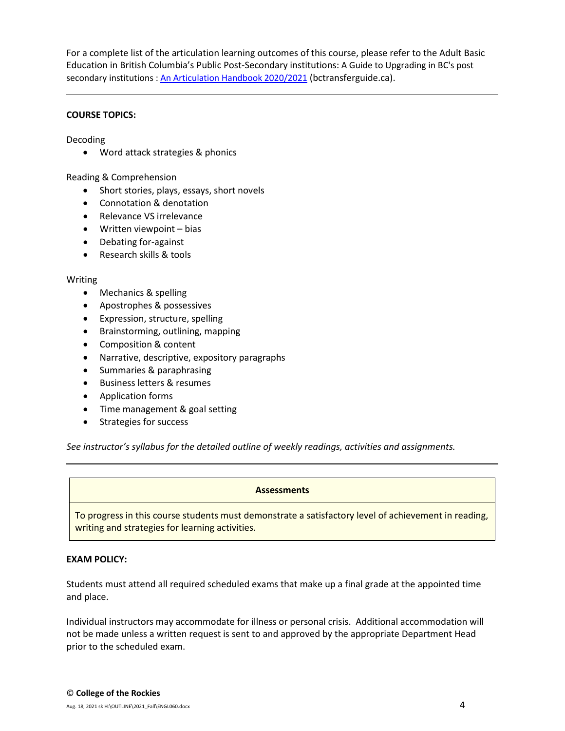For a complete list of the articulation learning outcomes of this course, please refer to the Adult Basic Education in British Columbia's Public Post-Secondary institutions: A Guide to Upgrading in BC's post secondary institutions : [An Articulation Handbook 2020/2021](bctransferguide.ca) (bctransferguide.ca).

---

**COURSE TOPICS:**

Decoding

- Word attack strategies & phonics

Reading & Comprehension

- Short stories, plays, essays, short novels
- Connotation & denotation
- Relevance VS irrelevance
- Written viewpoint – bias
- Debating for-against
- Research skills & tools

Writing

- Mechanics & spelling
- Apostrophes & possessives
- Expression, structure, spelling
- Brainstorming, outlining, mapping
- Composition & content
- Narrative, descriptive, expository paragraphs
- Summaries & paraphrasing
- Business letters & resumes
- Application forms
- Time management & goal setting
- Strategies for success

*See instructor's syllabus for the detailed outline of weekly readings, activities and assignments.*

---

| **Assessments** |
| --- |
| To progress in this course students must demonstrate a satisfactory level of achievement in reading, writing and strategies for learning activities. |

**EXAM POLICY:**

Students must attend all required scheduled exams that make up a final grade at the appointed time and place.

Individual instructors may accommodate for illness or personal crisis. Additional accommodation will not be made unless a written request is sent to and approved by the appropriate Department Head prior to the scheduled exam.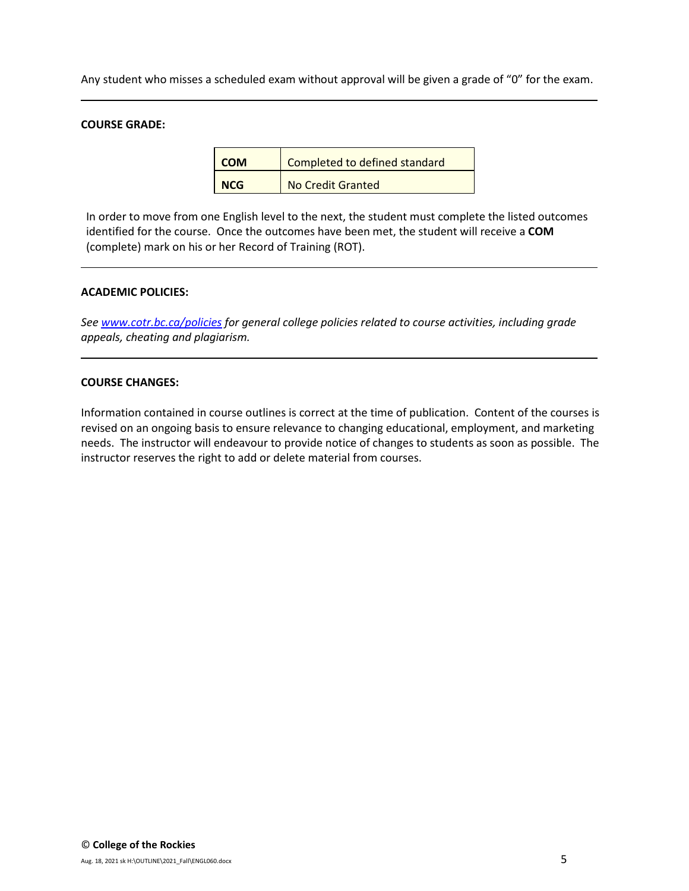Any student who misses a scheduled exam without approval will be given a grade of "0" for the exam.

**COURSE GRADE:**

| | |
|---|---|
| **COM** | Completed to defined standard |
| **NCG** | No Credit Granted |

In order to move from one English level to the next, the student must complete the listed outcomes identified for the course. Once the outcomes have been met, the student will receive a **COM** (complete) mark on his or her Record of Training (ROT).

**ACADEMIC POLICIES:**

*See [www.cotr.bc.ca/policies](www.cotr.bc.ca/policies) for general college policies related to course activities, including grade appeals, cheating and plagiarism.*

**COURSE CHANGES:**

Information contained in course outlines is correct at the time of publication. Content of the courses is revised on an ongoing basis to ensure relevance to changing educational, employment, and marketing needs. The instructor will endeavour to provide notice of changes to students as soon as possible. The instructor reserves the right to add or delete material from courses.